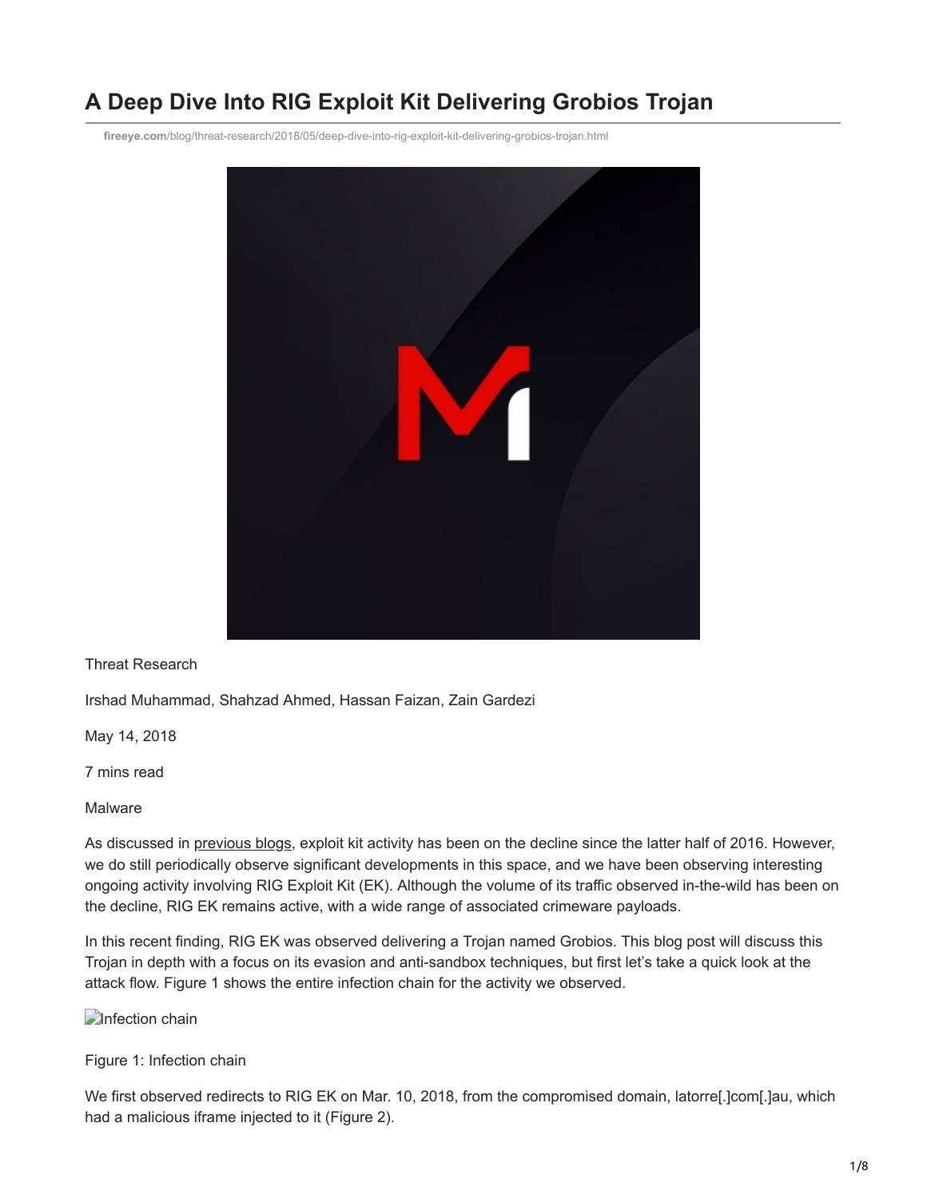# A Deep Dive Into RIG Exploit Kit Delivering Grobios Trojan

fireeye.com/blog/threat-research/2018/05/deep-dive-into-rig-exploit-kit-delivering-grobios-trojan.html

Threat Research

Irshad Muhammad, Shahzad Ahmed, Hassan Faizan, Zain Gardezi

May 14, 2018

7 mins read

Malware

As discussed in previous blogs, exploit kit activity has been on the decline since the latter half of 2016. However, we do still periodically observe significant developments in this space, and we have been observing interesting ongoing activity involving RIG Exploit Kit (EK). Although the volume of its traffic observed in-the-wild has been on the decline, RIG EK remains active, with a wide range of associated crimeware payloads.

In this recent finding, RIG EK was observed delivering a Trojan named Grobios. This blog post will discuss this Trojan in depth with a focus on its evasion and anti-sandbox techniques, but first let's take a quick look at the attack flow. Figure 1 shows the entire infection chain for the activity we observed.

Figure 1: Infection chain

We first observed redirects to RIG EK on Mar. 10, 2018, from the compromised domain, latorre[.]com[.]au, which had a malicious iframe injected to it (Figure 2).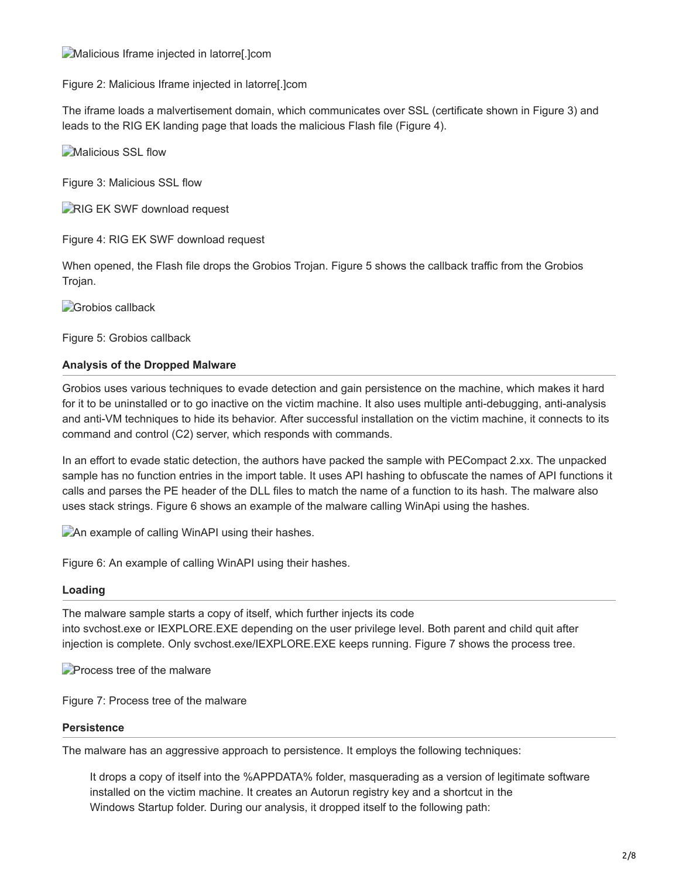Malicious Iframe injected in latorre[.]com

Figure 2: Malicious Iframe injected in latorre[.]com

The iframe loads a malvertisement domain, which communicates over SSL (certificate shown in Figure 3) and leads to the RIG EK landing page that loads the malicious Flash file (Figure 4).

Malicious SSL flow

Figure 3: Malicious SSL flow

RIG EK SWF download request

Figure 4: RIG EK SWF download request

When opened, the Flash file drops the Grobios Trojan. Figure 5 shows the callback traffic from the Grobios Trojan.

Grobios callback

Figure 5: Grobios callback

### Analysis of the Dropped Malware

Grobios uses various techniques to evade detection and gain persistence on the machine, which makes it hard for it to be uninstalled or to go inactive on the victim machine. It also uses multiple anti-debugging, anti-analysis and anti-VM techniques to hide its behavior. After successful installation on the victim machine, it connects to its command and control (C2) server, which responds with commands.

In an effort to evade static detection, the authors have packed the sample with PECompact 2.xx. The unpacked sample has no function entries in the import table. It uses API hashing to obfuscate the names of API functions it calls and parses the PE header of the DLL files to match the name of a function to its hash. The malware also uses stack strings. Figure 6 shows an example of the malware calling WinApi using the hashes.

An example of calling WinAPI using their hashes.

Figure 6: An example of calling WinAPI using their hashes.

### Loading

The malware sample starts a copy of itself, which further injects its code into svchost.exe or IEXPLORE.EXE depending on the user privilege level. Both parent and child quit after injection is complete. Only svchost.exe/IEXPLORE.EXE keeps running. Figure 7 shows the process tree.

Process tree of the malware

Figure 7: Process tree of the malware

### Persistence

The malware has an aggressive approach to persistence. It employs the following techniques:

> It drops a copy of itself into the %APPDATA% folder, masquerading as a version of legitimate software installed on the victim machine. It creates an Autorun registry key and a shortcut in the Windows Startup folder. During our analysis, it dropped itself to the following path: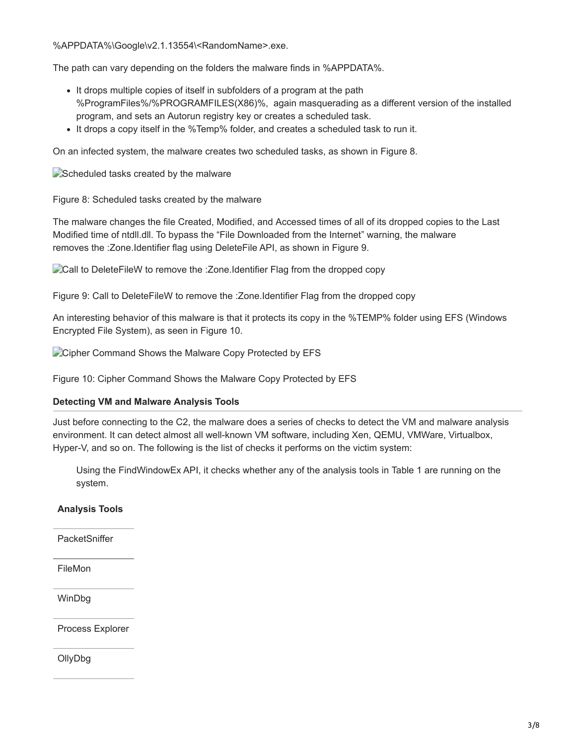%APPDATA%\Google\v2.1.13554\<RandomName>.exe.

The path can vary depending on the folders the malware finds in %APPDATA%.

- It drops multiple copies of itself in subfolders of a program at the path %ProgramFiles%/%PROGRAMFILES(X86)%, again masquerading as a different version of the installed program, and sets an Autorun registry key or creates a scheduled task.
- It drops a copy itself in the %Temp% folder, and creates a scheduled task to run it.

On an infected system, the malware creates two scheduled tasks, as shown in Figure 8.

Scheduled tasks created by the malware

Figure 8: Scheduled tasks created by the malware

The malware changes the file Created, Modified, and Accessed times of all of its dropped copies to the Last Modified time of ntdll.dll. To bypass the “File Downloaded from the Internet” warning, the malware removes the :Zone.Identifier flag using DeleteFile API, as shown in Figure 9.

Call to DeleteFileW to remove the :Zone.Identifier Flag from the dropped copy

Figure 9: Call to DeleteFileW to remove the :Zone.Identifier Flag from the dropped copy

An interesting behavior of this malware is that it protects its copy in the %TEMP% folder using EFS (Windows Encrypted File System), as seen in Figure 10.

Cipher Command Shows the Malware Copy Protected by EFS

Figure 10: Cipher Command Shows the Malware Copy Protected by EFS

**Detecting VM and Malware Analysis Tools**

Just before connecting to the C2, the malware does a series of checks to detect the VM and malware analysis environment. It can detect almost all well-known VM software, including Xen, QEMU, VMWare, Virtualbox, Hyper-V, and so on. The following is the list of checks it performs on the victim system:

> Using the FindWindowEx API, it checks whether any of the analysis tools in Table 1 are running on the system.

| **Analysis Tools** |
| --- |
| PacketSniffer |
| FileMon |
| WinDbg |
| Process Explorer |
| OllyDbg |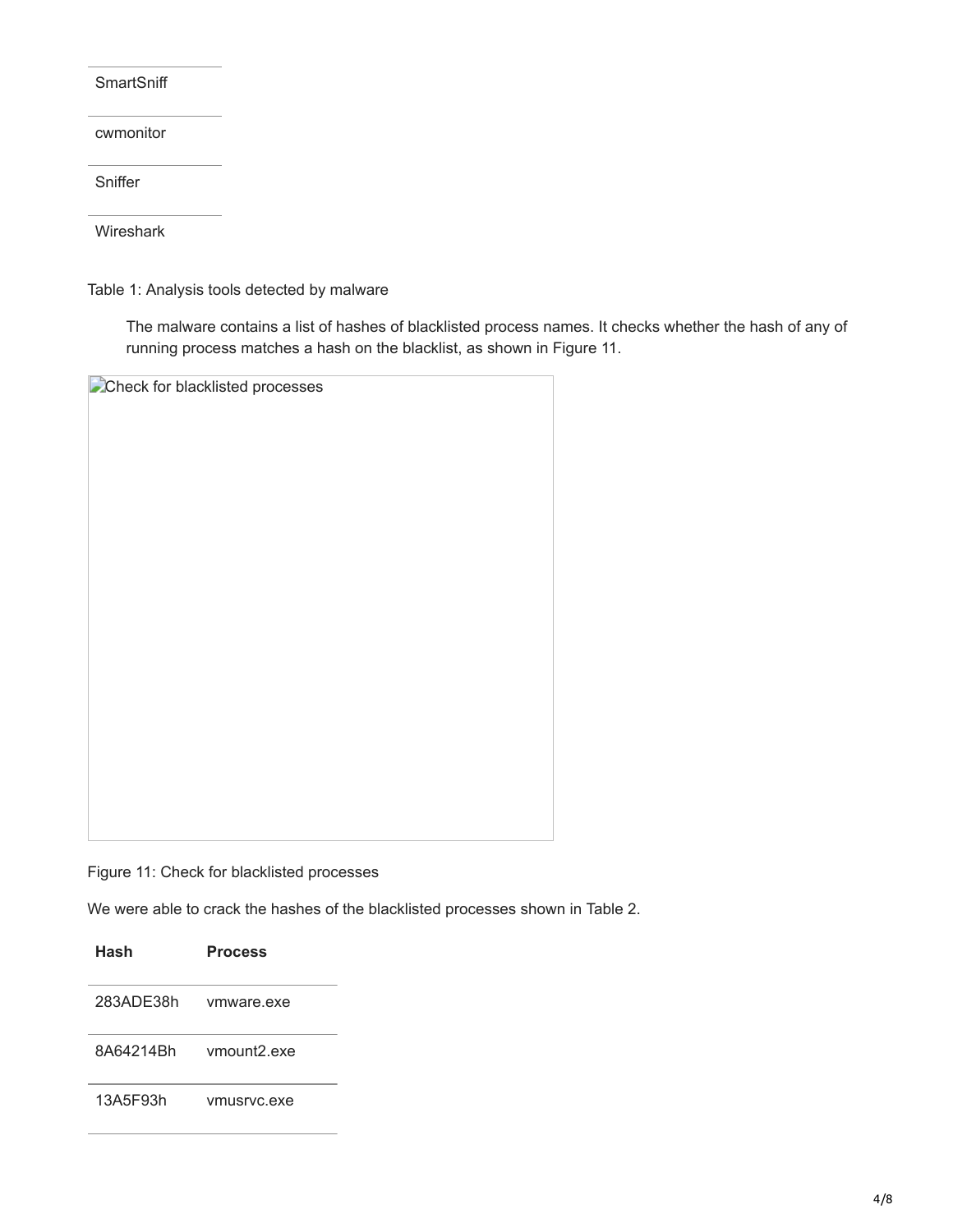| |
|---|
| SmartSniff |
| cwmonitor |
| Sniffer |
| Wireshark |

Table 1: Analysis tools detected by malware

> The malware contains a list of hashes of blacklisted process names. It checks whether the hash of any of running process matches a hash on the blacklist, as shown in Figure 11.

Figure 11: Check for blacklisted processes

We were able to crack the hashes of the blacklisted processes shown in Table 2.

| Hash | Process |
|---|---|
| 283ADE38h | vmware.exe |
| 8A64214Bh | vmount2.exe |
| 13A5F93h | vmusrvc.exe |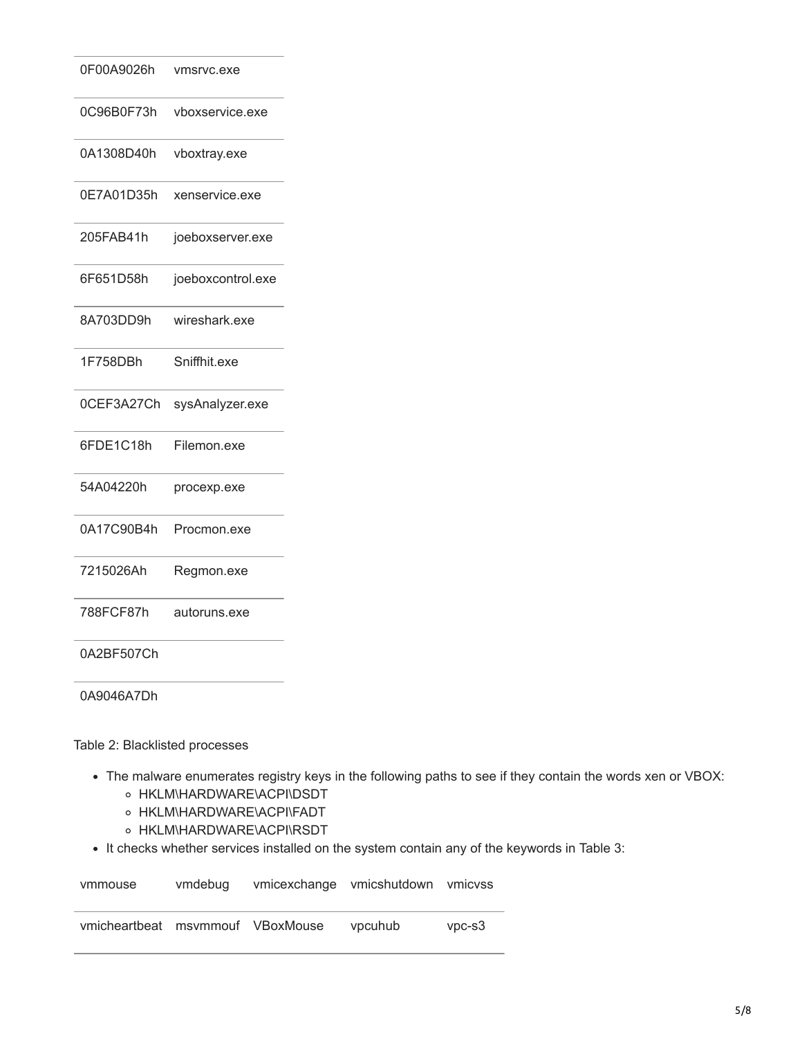| | |
|---|---|
| 0F00A9026h | vmsrvc.exe |
| 0C96B0F73h | vboxservice.exe |
| 0A1308D40h | vboxtray.exe |
| 0E7A01D35h | xenservice.exe |
| 205FAB41h | joeboxserver.exe |
| 6F651D58h | joeboxcontrol.exe |
| 8A703DD9h | wireshark.exe |
| 1F758DBh | Sniffhit.exe |
| 0CEF3A27Ch | sysAnalyzer.exe |
| 6FDE1C18h | Filemon.exe |
| 54A04220h | procexp.exe |
| 0A17C90B4h | Procmon.exe |
| 7215026Ah | Regmon.exe |
| 788FCF87h | autoruns.exe |
| 0A2BF507Ch | |
| 0A9046A7Dh | |

Table 2: Blacklisted processes

- The malware enumerates registry keys in the following paths to see if they contain the words xen or VBOX:
  - HKLM\HARDWARE\ACPI\DSDT
  - HKLM\HARDWARE\ACPI\FADT
  - HKLM\HARDWARE\ACPI\RSDT
- It checks whether services installed on the system contain any of the keywords in Table 3:

| vmmouse | vmdebug | vmicexchange | vmicshutdown | vmicvss |
|---|---|---|---|---|
| vmicheartbeat | msvmmouf | VBoxMouse | vpcuhub | vpc-s3 |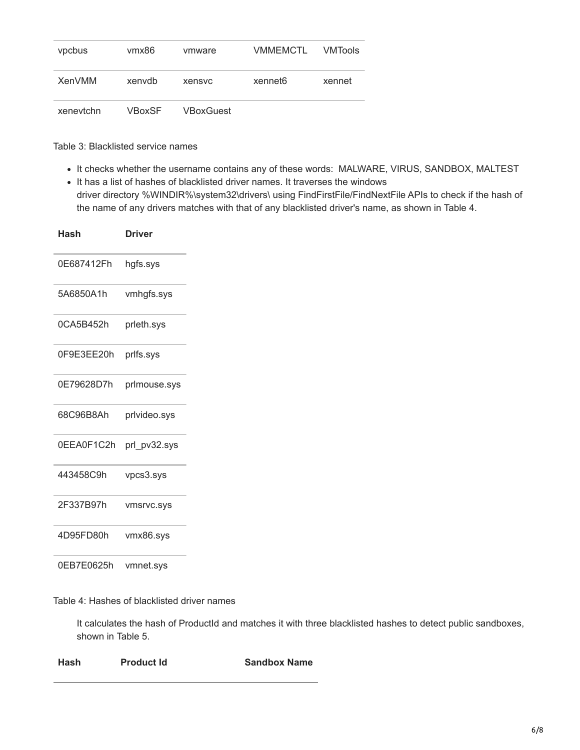| vpcbus | vmx86 | vmware | VMMEMCTL | VMTools |
|---|---|---|---|---|
| XenVMM | xenvdb | xensvc | xennet6 | xennet |
| xenevtchn | VBoxSF | VBoxGuest | | |

Table 3: Blacklisted service names

- It checks whether the username contains any of these words: MALWARE, VIRUS, SANDBOX, MALTEST
- It has a list of hashes of blacklisted driver names. It traverses the windows driver directory %WINDIR%\system32\drivers\ using FindFirstFile/FindNextFile APIs to check if the hash of the name of any drivers matches with that of any blacklisted driver's name, as shown in Table 4.

| Hash | Driver |
|---|---|
| 0E687412Fh | hgfs.sys |
| 5A6850A1h | vmhgfs.sys |
| 0CA5B452h | prleth.sys |
| 0F9E3EE20h | prlfs.sys |
| 0E79628D7h | prlmouse.sys |
| 68C96B8Ah | prlvideo.sys |
| 0EEA0F1C2h | prl_pv32.sys |
| 443458C9h | vpcs3.sys |
| 2F337B97h | vmsrvc.sys |
| 4D95FD80h | vmx86.sys |
| 0EB7E0625h | vmnet.sys |

Table 4: Hashes of blacklisted driver names

It calculates the hash of ProductId and matches it with three blacklisted hashes to detect public sandboxes, shown in Table 5.

| Hash | Product Id | Sandbox Name |
|---|---|---|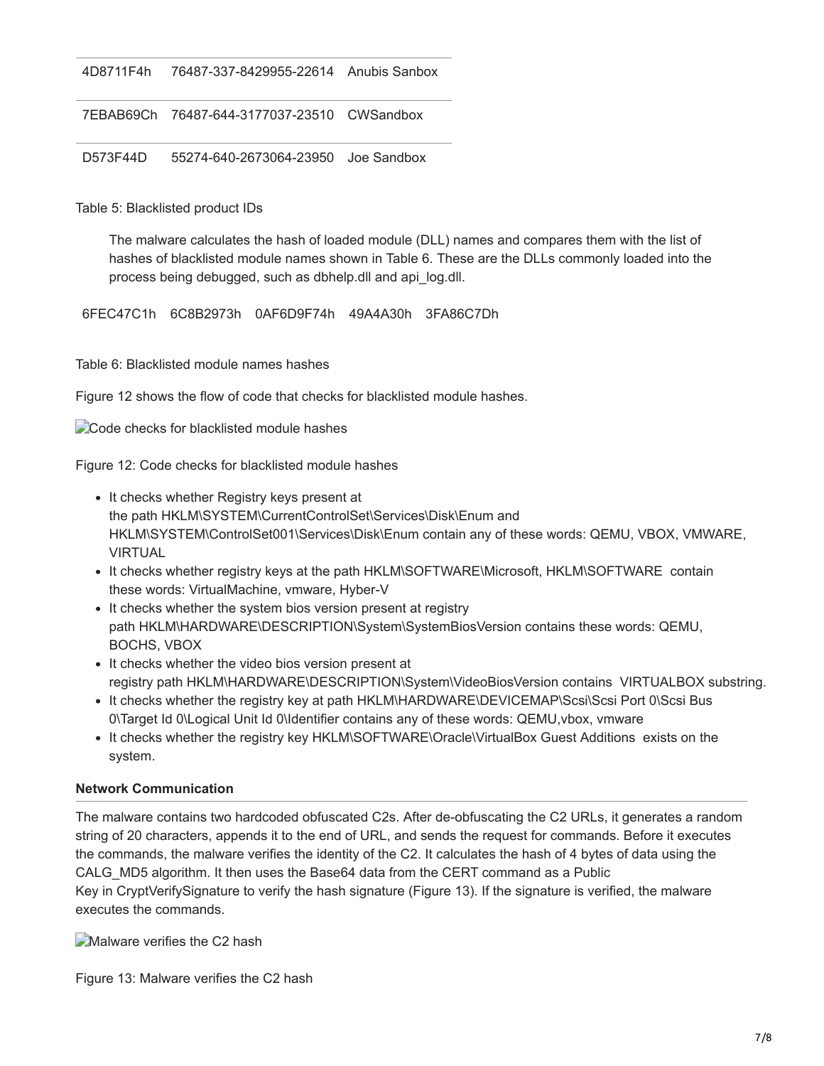| | | |
| --- | --- | --- |
| 4D8711F4h | 76487-337-8429955-22614 | Anubis Sanbox |
| 7EBAB69Ch | 76487-644-3177037-23510 | CWSandbox |
| D573F44D | 55274-640-2673064-23950 | Joe Sandbox |

Table 5: Blacklisted product IDs

> The malware calculates the hash of loaded module (DLL) names and compares them with the list of hashes of blacklisted module names shown in Table 6. These are the DLLs commonly loaded into the process being debugged, such as dbhelp.dll and api_log.dll.

| | | | | |
| --- | --- | --- | --- | --- |
| 6FEC47C1h | 6C8B2973h | 0AF6D9F74h | 49A4A30h | 3FA86C7Dh |

Table 6: Blacklisted module names hashes

Figure 12 shows the flow of code that checks for blacklisted module hashes.

Code checks for blacklisted module hashes

Figure 12: Code checks for blacklisted module hashes

- It checks whether Registry keys present at the path HKLM\SYSTEM\CurrentControlSet\Services\Disk\Enum and HKLM\SYSTEM\ControlSet001\Services\Disk\Enum contain any of these words: QEMU, VBOX, VMWARE, VIRTUAL
- It checks whether registry keys at the path HKLM\SOFTWARE\Microsoft, HKLM\SOFTWARE contain these words: VirtualMachine, vmware, Hyber-V
- It checks whether the system bios version present at registry path HKLM\HARDWARE\DESCRIPTION\System\SystemBiosVersion contains these words: QEMU, BOCHS, VBOX
- It checks whether the video bios version present at registry path HKLM\HARDWARE\DESCRIPTION\System\VideoBiosVersion contains VIRTUALBOX substring.
- It checks whether the registry key at path HKLM\HARDWARE\DEVICEMAP\Scsi\Scsi Port 0\Scsi Bus 0\Target Id 0\Logical Unit Id 0\Identifier contains any of these words: QEMU,vbox, vmware
- It checks whether the registry key HKLM\SOFTWARE\Oracle\VirtualBox Guest Additions exists on the system.

**Network Communication**

The malware contains two hardcoded obfuscated C2s. After de-obfuscating the C2 URLs, it generates a random string of 20 characters, appends it to the end of URL, and sends the request for commands. Before it executes the commands, the malware verifies the identity of the C2. It calculates the hash of 4 bytes of data using the CALG_MD5 algorithm. It then uses the Base64 data from the CERT command as a Public Key in CryptVerifySignature to verify the hash signature (Figure 13). If the signature is verified, the malware executes the commands.

Malware verifies the C2 hash

Figure 13: Malware verifies the C2 hash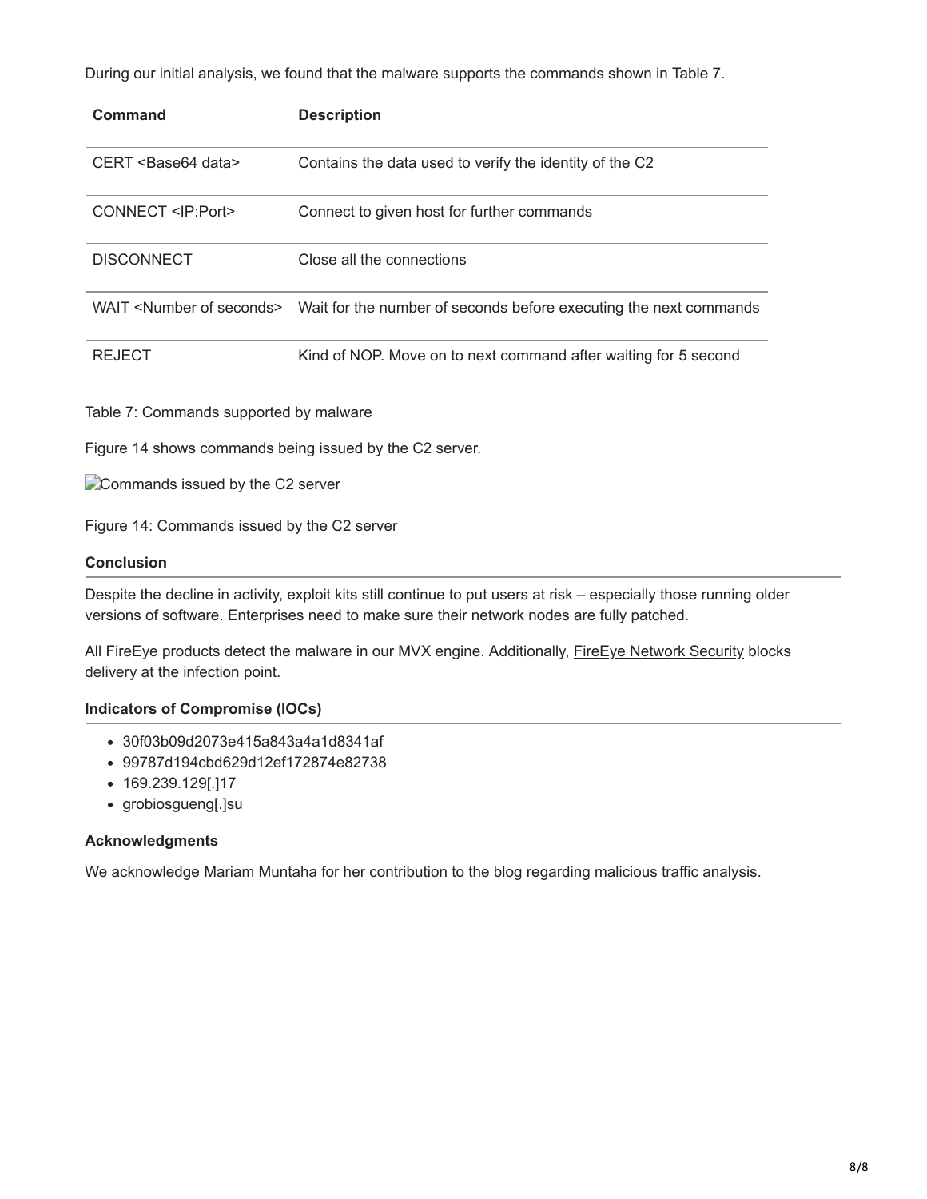During our initial analysis, we found that the malware supports the commands shown in Table 7.

| Command | Description |
|---|---|
| CERT <Base64 data> | Contains the data used to verify the identity of the C2 |
| CONNECT <IP:Port> | Connect to given host for further commands |
| DISCONNECT | Close all the connections |
| WAIT <Number of seconds> | Wait for the number of seconds before executing the next commands |
| REJECT | Kind of NOP. Move on to next command after waiting for 5 second |

Table 7: Commands supported by malware

Figure 14 shows commands being issued by the C2 server.

Commands issued by the C2 server

Figure 14: Commands issued by the C2 server

### Conclusion

Despite the decline in activity, exploit kits still continue to put users at risk – especially those running older versions of software. Enterprises need to make sure their network nodes are fully patched.

All FireEye products detect the malware in our MVX engine. Additionally, FireEye Network Security blocks delivery at the infection point.

### Indicators of Compromise (IOCs)

- 30f03b09d2073e415a843a4a1d8341af
- 99787d194cbd629d12ef172874e82738
- 169.239.129[.]17
- grobiosgueng[.]su

### Acknowledgments

We acknowledge Mariam Muntaha for her contribution to the blog regarding malicious traffic analysis.